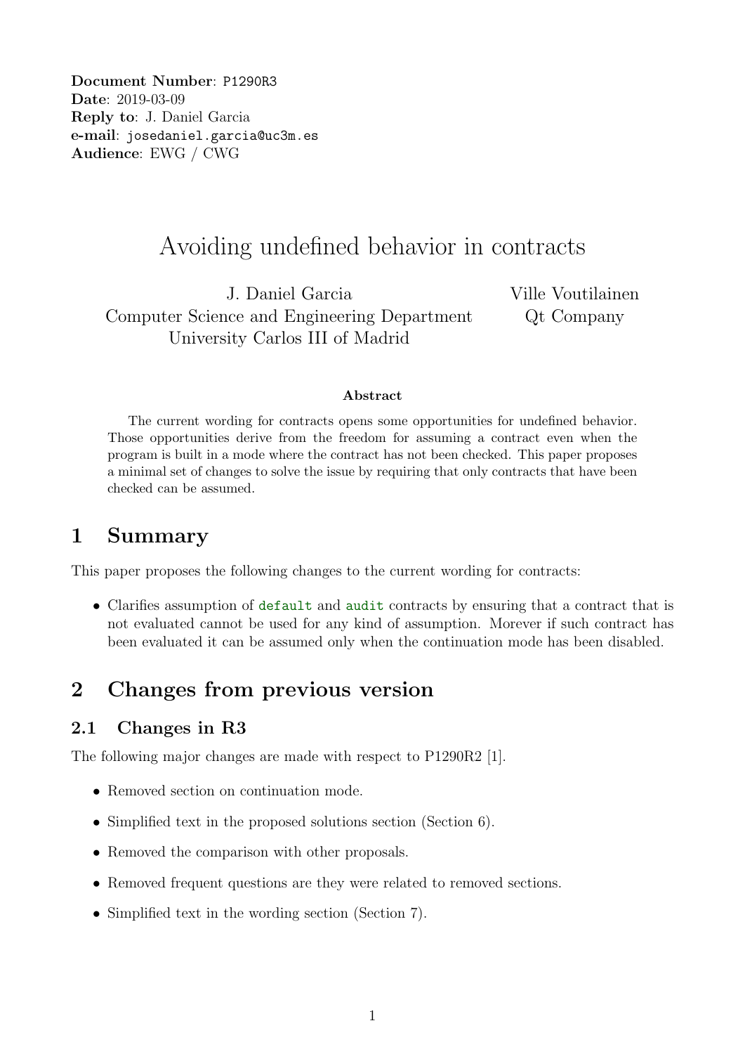**Document Number**: `P1290R3`
**Date**: 2019-03-09
**Reply to**: J. Daniel Garcia
**e-mail**: `josedaniel.garcia@uc3m.es`
**Audience**: EWG / CWG

# Avoiding undefined behavior in contracts

J. Daniel Garcia
Computer Science and Engineering Department
University Carlos III of Madrid

Ville Voutilainen
Qt Company

**Abstract**

The current wording for contracts opens some opportunities for undefined behavior. Those opportunities derive from the freedom for assuming a contract even when the program is built in a mode where the contract has not been checked. This paper proposes a minimal set of changes to solve the issue by requiring that only contracts that have been checked can be assumed.

## 1 Summary

This paper proposes the following changes to the current wording for contracts:

- Clarifies assumption of `default` and `audit` contracts by ensuring that a contract that is not evaluated cannot be used for any kind of assumption. Morever if such contract has been evaluated it can be assumed only when the continuation mode has been disabled.

## 2 Changes from previous version

### 2.1 Changes in R3

The following major changes are made with respect to P1290R2 [1].

- Removed section on continuation mode.
- Simplified text in the proposed solutions section (Section 6).
- Removed the comparison with other proposals.
- Removed frequent questions are they were related to removed sections.
- Simplified text in the wording section (Section 7).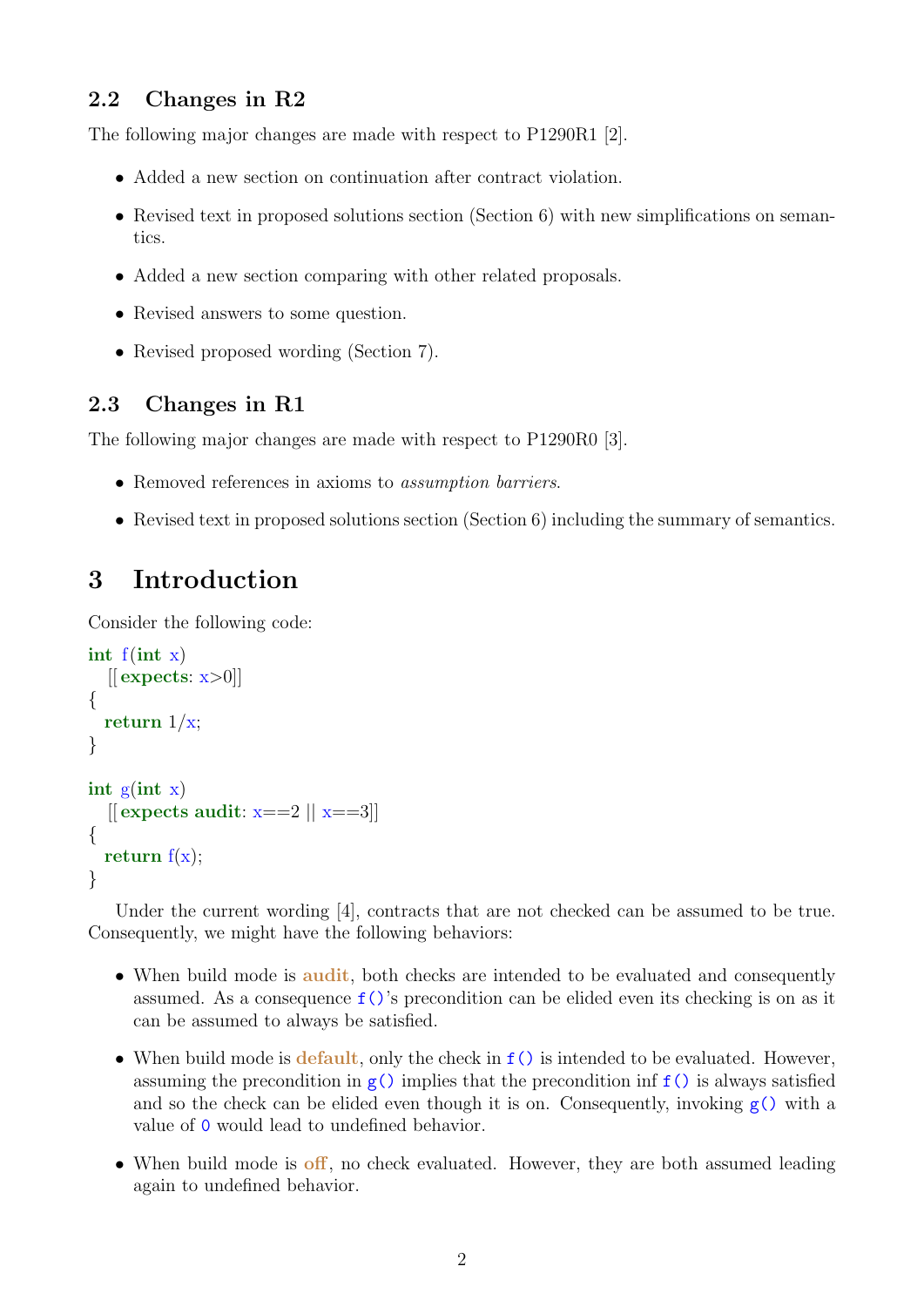### 2.2 Changes in R2

The following major changes are made with respect to P1290R1 [2].

- Added a new section on continuation after contract violation.
- Revised text in proposed solutions section (Section 6) with new simplifications on semantics.
- Added a new section comparing with other related proposals.
- Revised answers to some question.
- Revised proposed wording (Section 7).

### 2.3 Changes in R1

The following major changes are made with respect to P1290R0 [3].

- Removed references in axioms to *assumption barriers*.
- Revised text in proposed solutions section (Section 6) including the summary of semantics.

## 3 Introduction

Consider the following code:

```
int f(int x)
  [[expects: x>0]]
{
  return 1/x;
}

int g(int x)
  [[expects audit: x==2 || x==3]]
{
  return f(x);
}
```

Under the current wording [4], contracts that are not checked can be assumed to be true. Consequently, we might have the following behaviors:

- When build mode is **audit**, both checks are intended to be evaluated and consequently assumed. As a consequence `f()`'s precondition can be elided even its checking is on as it can be assumed to always be satisfied.
- When build mode is **default**, only the check in `f()` is intended to be evaluated. However, assuming the precondition in `g()` implies that the precondition inf `f()` is always satisfied and so the check can be elided even though it is on. Consequently, invoking `g()` with a value of `0` would lead to undefined behavior.
- When build mode is **off**, no check evaluated. However, they are both assumed leading again to undefined behavior.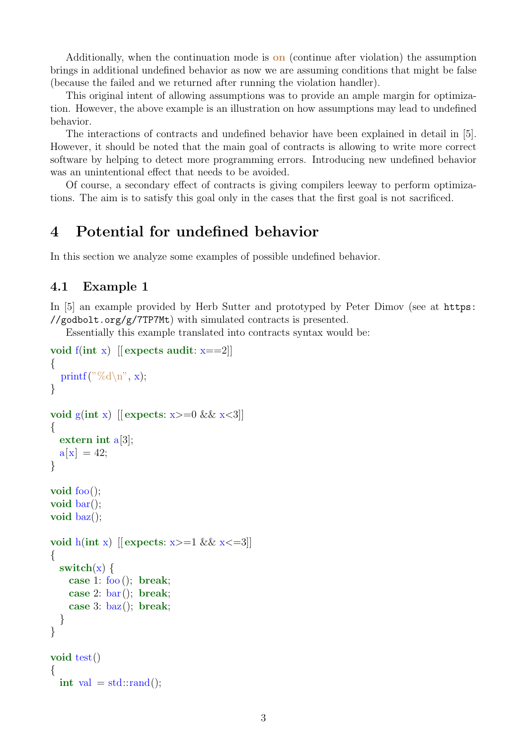Additionally, when the continuation mode is **on** (continue after violation) the assumption brings in additional undefined behavior as now we are assuming conditions that might be false (because the failed and we returned after running the violation handler).

This original intent of allowing assumptions was to provide an ample margin for optimization. However, the above example is an illustration on how assumptions may lead to undefined behavior.

The interactions of contracts and undefined behavior have been explained in detail in [5]. However, it should be noted that the main goal of contracts is allowing to write more correct software by helping to detect more programming errors. Introducing new undefined behavior was an unintentional effect that needs to be avoided.

Of course, a secondary effect of contracts is giving compilers leeway to perform optimizations. The aim is to satisfy this goal only in the cases that the first goal is not sacrificed.

# 4 Potential for undefined behavior

In this section we analyze some examples of possible undefined behavior.

## 4.1 Example 1

In [5] an example provided by Herb Sutter and prototyped by Peter Dimov (see at `https://godbolt.org/g/7TP7Mt`) with simulated contracts is presented.

Essentially this example translated into contracts syntax would be:

```
void f(int x) [[expects audit: x==2]]
{
  printf("%d\n", x);
}

void g(int x) [[expects: x>=0 && x<3]]
{
  extern int a[3];
  a[x] = 42;
}

void foo();
void bar();
void baz();

void h(int x) [[expects: x>=1 && x<=3]]
{
  switch(x) {
    case 1: foo(); break;
    case 2: bar(); break;
    case 3: baz(); break;
  }
}

void test()
{
  int val = std::rand();
```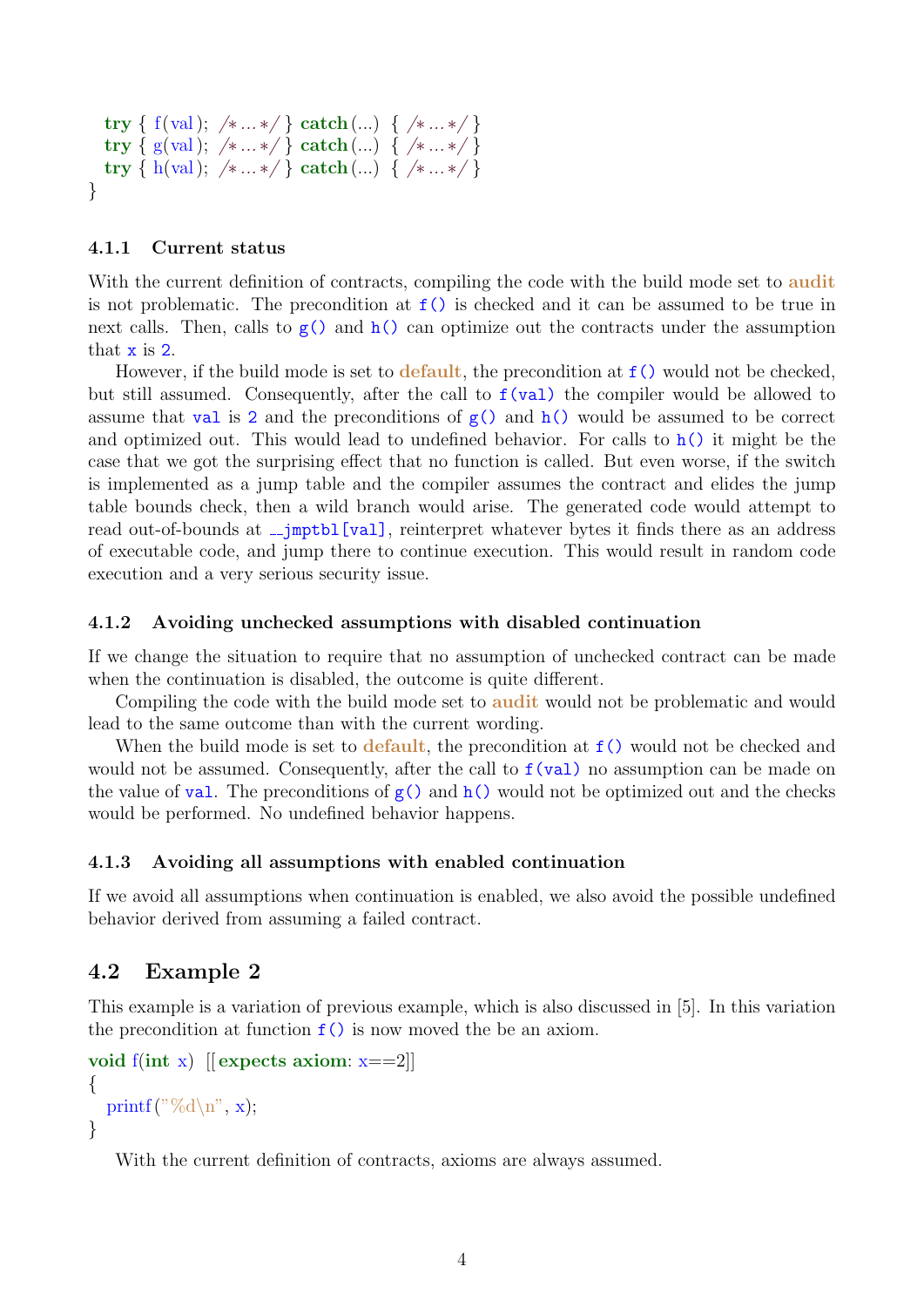```
  try { f(val); /*...*/ } catch(...) { /*...*/ }
  try { g(val); /*...*/ } catch(...) { /*...*/ }
  try { h(val); /*...*/ } catch(...) { /*...*/ }
}
```

### 4.1.1 Current status

With the current definition of contracts, compiling the code with the build mode set to **audit** is not problematic. The precondition at `f()` is checked and it can be assumed to be true in next calls. Then, calls to `g()` and `h()` can optimize out the contracts under the assumption that `x` is `2`.

However, if the build mode is set to **default**, the precondition at `f()` would not be checked, but still assumed. Consequently, after the call to `f(val)` the compiler would be allowed to assume that `val` is `2` and the preconditions of `g()` and `h()` would be assumed to be correct and optimized out. This would lead to undefined behavior. For calls to `h()` it might be the case that we got the surprising effect that no function is called. But even worse, if the switch is implemented as a jump table and the compiler assumes the contract and elides the jump table bounds check, then a wild branch would arise. The generated code would attempt to read out-of-bounds at `__jmptbl[val]`, reinterpret whatever bytes it finds there as an address of executable code, and jump there to continue execution. This would result in random code execution and a very serious security issue.

### 4.1.2 Avoiding unchecked assumptions with disabled continuation

If we change the situation to require that no assumption of unchecked contract can be made when the continuation is disabled, the outcome is quite different.

Compiling the code with the build mode set to **audit** would not be problematic and would lead to the same outcome than with the current wording.

When the build mode is set to **default**, the precondition at `f()` would not be checked and would not be assumed. Consequently, after the call to `f(val)` no assumption can be made on the value of `val`. The preconditions of `g()` and `h()` would not be optimized out and the checks would be performed. No undefined behavior happens.

### 4.1.3 Avoiding all assumptions with enabled continuation

If we avoid all assumptions when continuation is enabled, we also avoid the possible undefined behavior derived from assuming a failed contract.

## 4.2 Example 2

This example is a variation of previous example, which is also discussed in [5]. In this variation the precondition at function `f()` is now moved the be an axiom.

```
void f(int x) [[expects axiom: x==2]]
{
  printf("%d\n", x);
}
```

With the current definition of contracts, axioms are always assumed.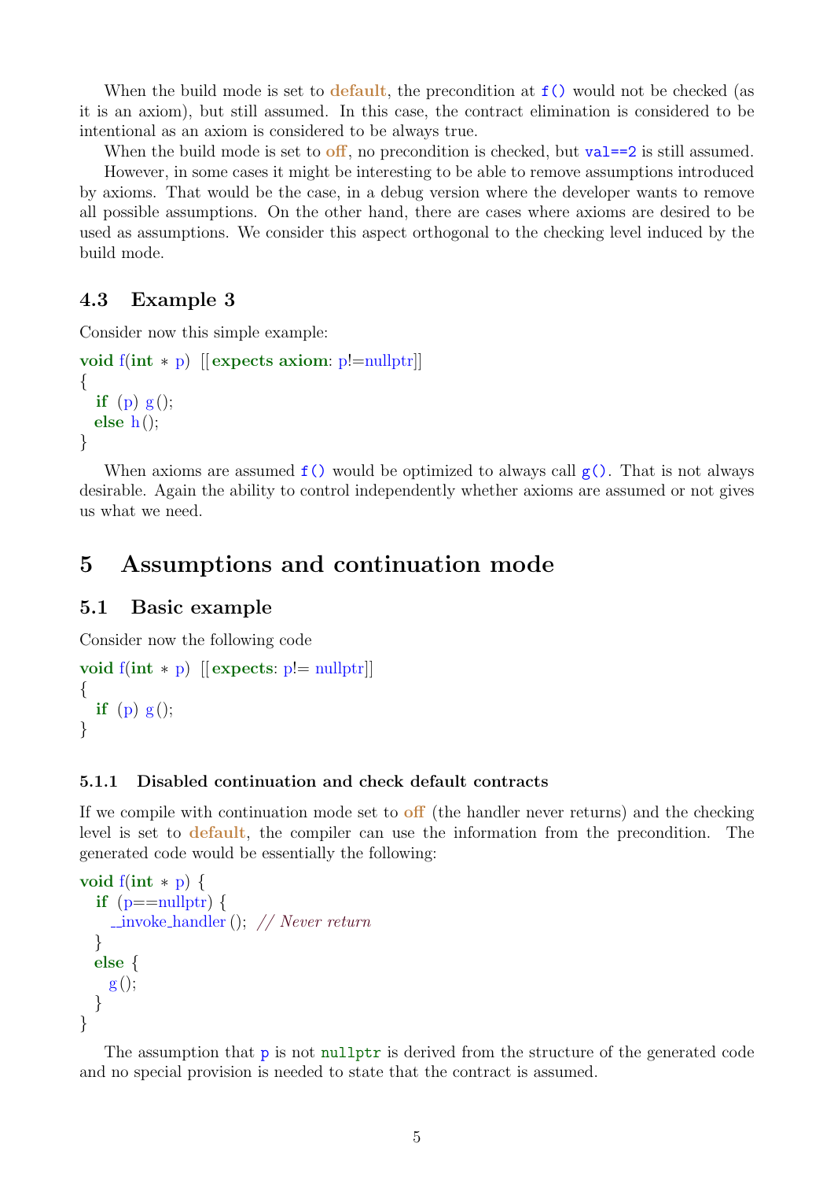When the build mode is set to **default**, the precondition at `f()` would not be checked (as it is an axiom), but still assumed. In this case, the contract elimination is considered to be intentional as an axiom is considered to be always true.

When the build mode is set to **off**, no precondition is checked, but `val==2` is still assumed.

However, in some cases it might be interesting to be able to remove assumptions introduced by axioms. That would be the case, in a debug version where the developer wants to remove all possible assumptions. On the other hand, there are cases where axioms are desired to be used as assumptions. We consider this aspect orthogonal to the checking level induced by the build mode.

### 4.3 Example 3

Consider now this simple example:

```
void f(int * p) [[expects axiom: p!=nullptr]]
{
  if (p) g();
  else h();
}
```

When axioms are assumed `f()` would be optimized to always call `g()`. That is not always desirable. Again the ability to control independently whether axioms are assumed or not gives us what we need.

## 5 Assumptions and continuation mode

### 5.1 Basic example

Consider now the following code

```
void f(int * p) [[expects: p!= nullptr]]
{
  if (p) g();
}
```

#### 5.1.1 Disabled continuation and check default contracts

If we compile with continuation mode set to **off** (the handler never returns) and the checking level is set to **default**, the compiler can use the information from the precondition. The generated code would be essentially the following:

```
void f(int * p) {
  if (p==nullptr) {
    __invoke_handler(); // Never return
  }
  else {
    g();
  }
}
```

The assumption that `p` is not `nullptr` is derived from the structure of the generated code and no special provision is needed to state that the contract is assumed.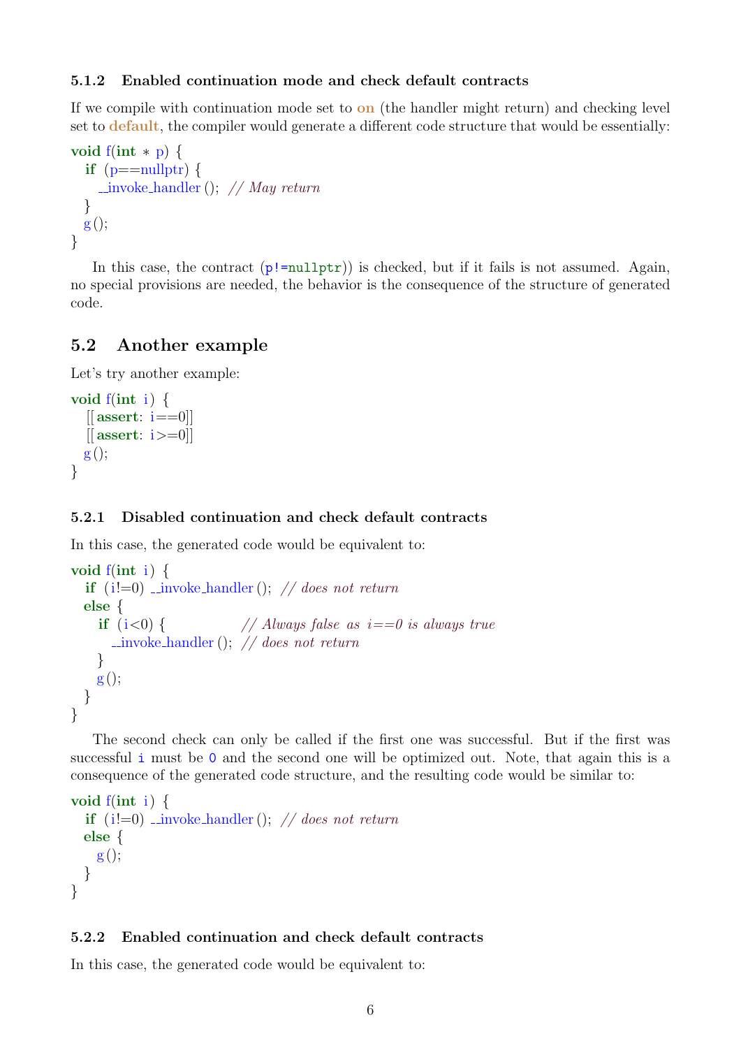#### 5.1.2 Enabled continuation mode and check default contracts

If we compile with continuation mode set to **on** (the handler might return) and checking level set to **default**, the compiler would generate a different code structure that would be essentially:

```
void f(int * p) {
  if (p==nullptr) {
    __invoke_handler(); // May return
  }
  g();
}
```

In this case, the contract (`p!=nullptr`)) is checked, but if it fails is not assumed. Again, no special provisions are needed, the behavior is the consequence of the structure of generated code.

### 5.2 Another example

Let's try another example:

```
void f(int i) {
  [[assert: i==0]]
  [[assert: i>=0]]
  g();
}
```

#### 5.2.1 Disabled continuation and check default contracts

In this case, the generated code would be equivalent to:

```
void f(int i) {
  if (i!=0) __invoke_handler(); // does not return
  else {
    if (i<0) {              // Always false as i==0 is always true
      __invoke_handler(); // does not return
    }
    g();
  }
}
```

The second check can only be called if the first one was successful. But if the first was successful `i` must be `0` and the second one will be optimized out. Note, that again this is a consequence of the generated code structure, and the resulting code would be similar to:

```
void f(int i) {
  if (i!=0) __invoke_handler(); // does not return
  else {
    g();
  }
}
```

#### 5.2.2 Enabled continuation and check default contracts

In this case, the generated code would be equivalent to: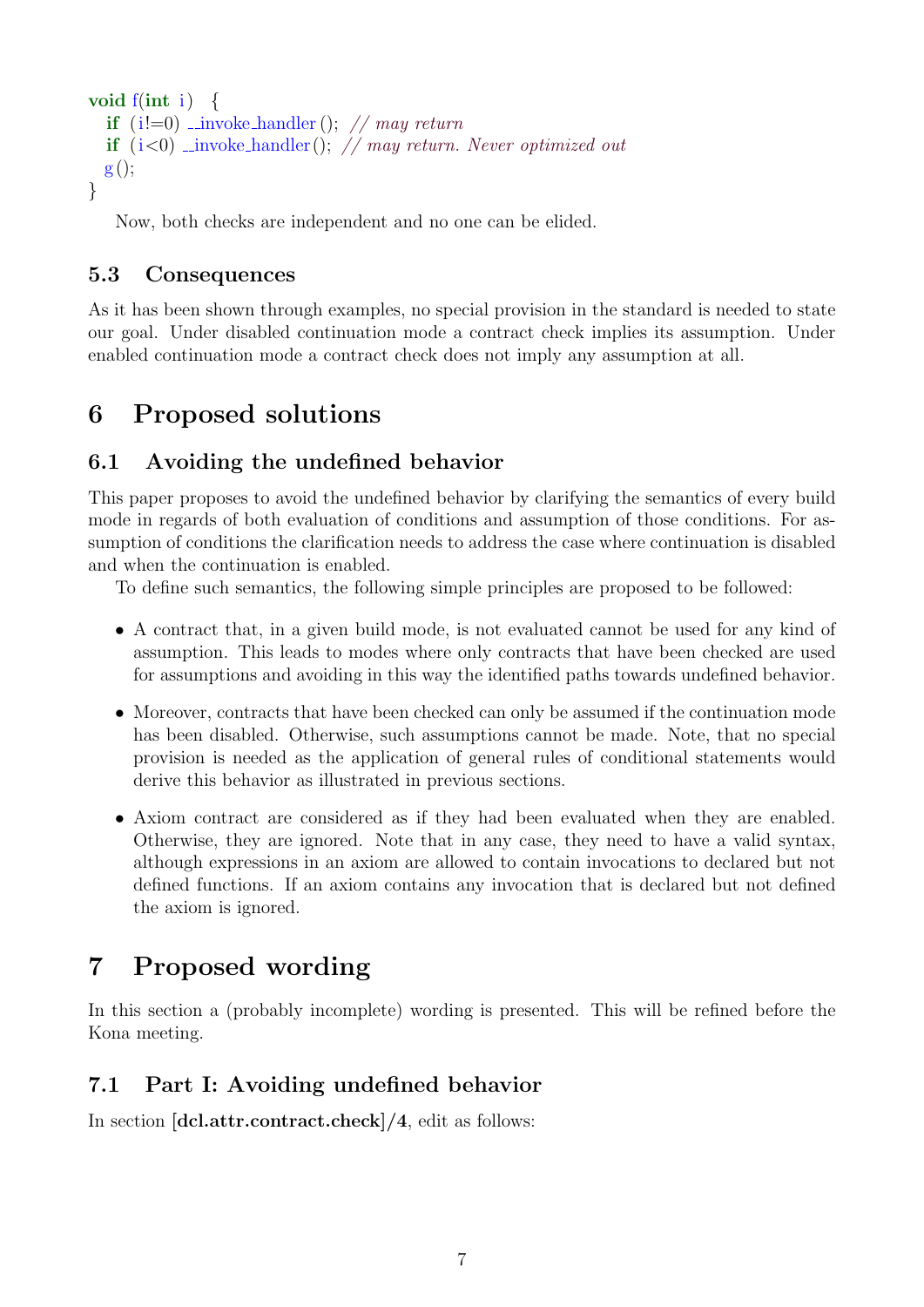```
void f(int i) {
  if (i!=0) __invoke_handler(); // may return
  if (i<0) __invoke_handler(); // may return. Never optimized out
  g();
}
```

Now, both checks are independent and no one can be elided.

### 5.3 Consequences

As it has been shown through examples, no special provision in the standard is needed to state our goal. Under disabled continuation mode a contract check implies its assumption. Under enabled continuation mode a contract check does not imply any assumption at all.

## 6 Proposed solutions

### 6.1 Avoiding the undefined behavior

This paper proposes to avoid the undefined behavior by clarifying the semantics of every build mode in regards of both evaluation of conditions and assumption of those conditions. For assumption of conditions the clarification needs to address the case where continuation is disabled and when the continuation is enabled.

To define such semantics, the following simple principles are proposed to be followed:

- A contract that, in a given build mode, is not evaluated cannot be used for any kind of assumption. This leads to modes where only contracts that have been checked are used for assumptions and avoiding in this way the identified paths towards undefined behavior.
- Moreover, contracts that have been checked can only be assumed if the continuation mode has been disabled. Otherwise, such assumptions cannot be made. Note, that no special provision is needed as the application of general rules of conditional statements would derive this behavior as illustrated in previous sections.
- Axiom contract are considered as if they had been evaluated when they are enabled. Otherwise, they are ignored. Note that in any case, they need to have a valid syntax, although expressions in an axiom are allowed to contain invocations to declared but not defined functions. If an axiom contains any invocation that is declared but not defined the axiom is ignored.

## 7 Proposed wording

In this section a (probably incomplete) wording is presented. This will be refined before the Kona meeting.

### 7.1 Part I: Avoiding undefined behavior

In section **[dcl.attr.contract.check]/4**, edit as follows: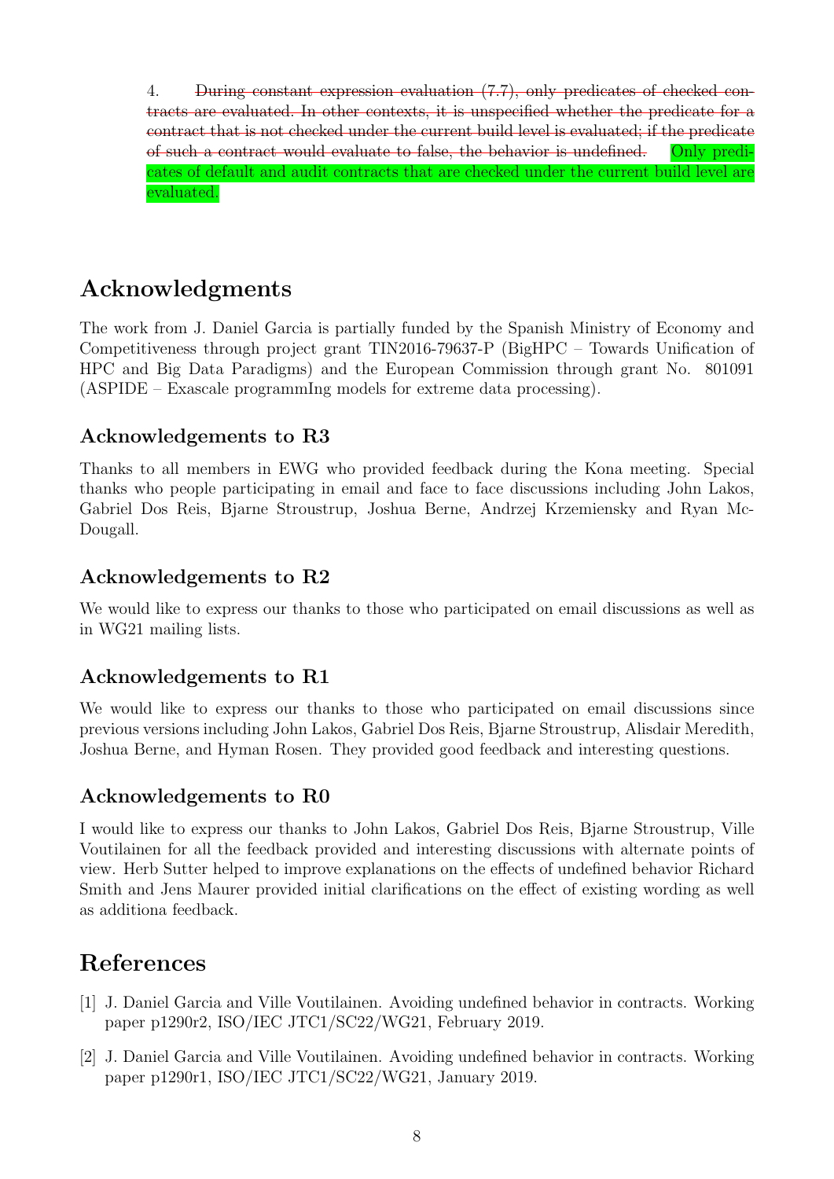4. ~~During constant expression evaluation (7.7), only predicates of checked contracts are evaluated. In other contexts, it is unspecified whether the predicate for a contract that is not checked under the current build level is evaluated; if the predicate of such a contract would evaluate to false, the behavior is undefined.~~ Only predicates of default and audit contracts that are checked under the current build level are evaluated.

# Acknowledgments

The work from J. Daniel Garcia is partially funded by the Spanish Ministry of Economy and Competitiveness through project grant TIN2016-79637-P (BigHPC – Towards Unification of HPC and Big Data Paradigms) and the European Commission through grant No. 801091 (ASPIDE – Exascale programmIng models for extreme data processing).

## Acknowledgements to R3

Thanks to all members in EWG who provided feedback during the Kona meeting. Special thanks who people participating in email and face to face discussions including John Lakos, Gabriel Dos Reis, Bjarne Stroustrup, Joshua Berne, Andrzej Krzemiensky and Ryan McDougall.

## Acknowledgements to R2

We would like to express our thanks to those who participated on email discussions as well as in WG21 mailing lists.

## Acknowledgements to R1

We would like to express our thanks to those who participated on email discussions since previous versions including John Lakos, Gabriel Dos Reis, Bjarne Stroustrup, Alisdair Meredith, Joshua Berne, and Hyman Rosen. They provided good feedback and interesting questions.

## Acknowledgements to R0

I would like to express our thanks to John Lakos, Gabriel Dos Reis, Bjarne Stroustrup, Ville Voutilainen for all the feedback provided and interesting discussions with alternate points of view. Herb Sutter helped to improve explanations on the effects of undefined behavior Richard Smith and Jens Maurer provided initial clarifications on the effect of existing wording as well as additiona feedback.

# References

[1] J. Daniel Garcia and Ville Voutilainen. Avoiding undefined behavior in contracts. Working paper p1290r2, ISO/IEC JTC1/SC22/WG21, February 2019.

[2] J. Daniel Garcia and Ville Voutilainen. Avoiding undefined behavior in contracts. Working paper p1290r1, ISO/IEC JTC1/SC22/WG21, January 2019.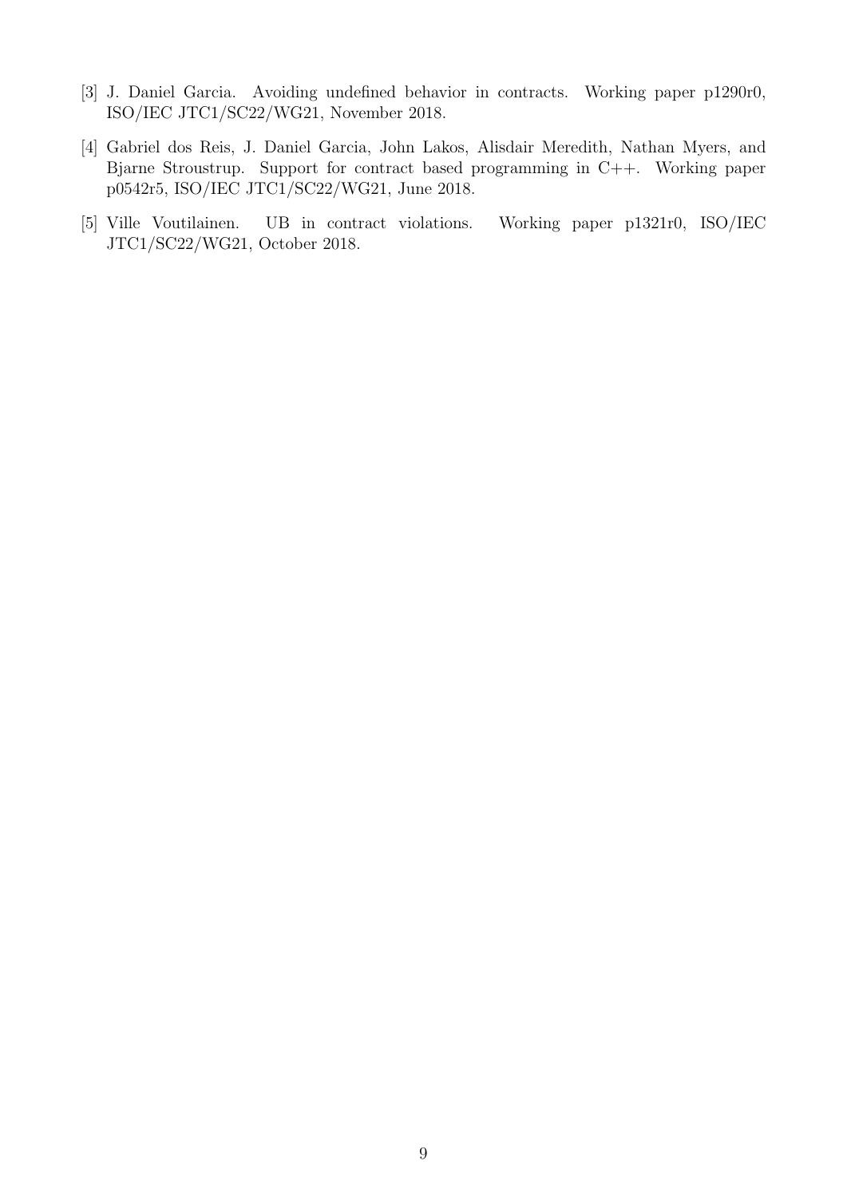[3] J. Daniel Garcia. Avoiding undefined behavior in contracts. Working paper p1290r0, ISO/IEC JTC1/SC22/WG21, November 2018.

[4] Gabriel dos Reis, J. Daniel Garcia, John Lakos, Alisdair Meredith, Nathan Myers, and Bjarne Stroustrup. Support for contract based programming in C++. Working paper p0542r5, ISO/IEC JTC1/SC22/WG21, June 2018.

[5] Ville Voutilainen. UB in contract violations. Working paper p1321r0, ISO/IEC JTC1/SC22/WG21, October 2018.